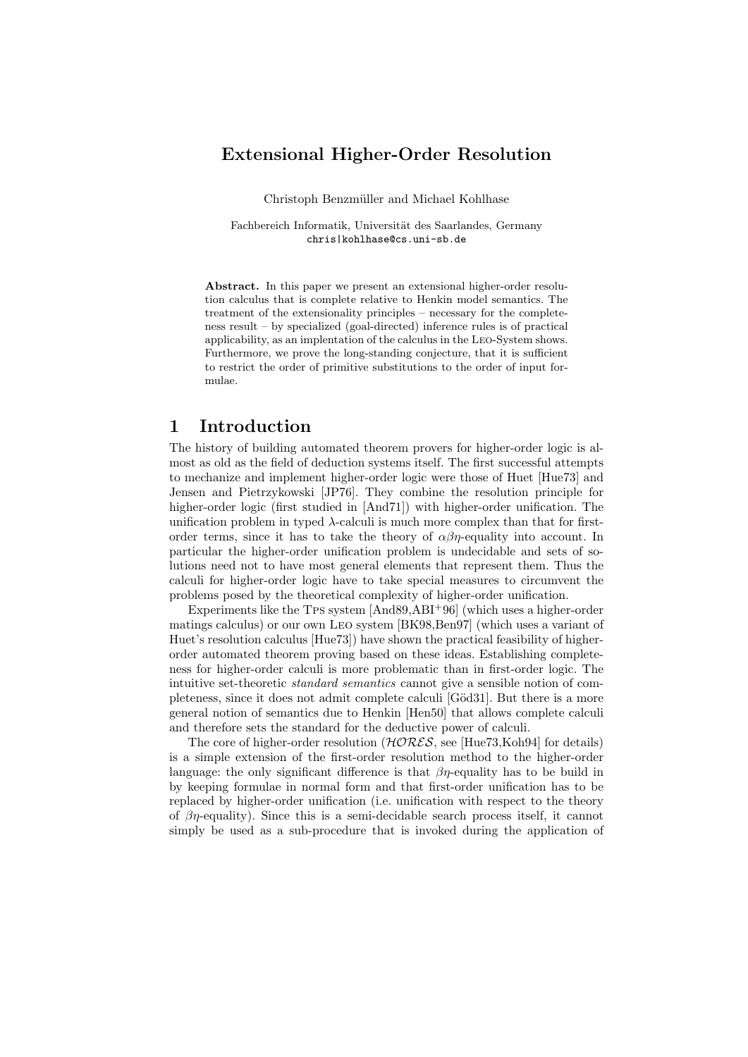# Extensional Higher-Order Resolution

Christoph Benzmüller and Michael Kohlhase

Fachbereich Informatik, Universität des Saarlandes, Germany
chris|kohlhase@cs.uni-sb.de

**Abstract.** In this paper we present an extensional higher-order resolution calculus that is complete relative to Henkin model semantics. The treatment of the extensionality principles – necessary for the completeness result – by specialized (goal-directed) inference rules is of practical applicability, as an implentation of the calculus in the Leo-System shows. Furthermore, we prove the long-standing conjecture, that it is sufficient to restrict the order of primitive substitutions to the order of input formulae.

## 1 Introduction

The history of building automated theorem provers for higher-order logic is almost as old as the field of deduction systems itself. The first successful attempts to mechanize and implement higher-order logic were those of Huet [Hue73] and Jensen and Pietrzykowski [JP76]. They combine the resolution principle for higher-order logic (first studied in [And71]) with higher-order unification. The unification problem in typed $\lambda$-calculi is much more complex than that for first-order terms, since it has to take the theory of $\alpha\beta\eta$-equality into account. In particular the higher-order unification problem is undecidable and sets of solutions need not to have most general elements that represent them. Thus the calculi for higher-order logic have to take special measures to circumvent the problems posed by the theoretical complexity of higher-order unification.

Experiments like the Tps system [And89,ABI+96] (which uses a higher-order matings calculus) or our own Leo system [BK98,Ben97] (which uses a variant of Huet's resolution calculus [Hue73]) have shown the practical feasibility of higher-order automated theorem proving based on these ideas. Establishing completeness for higher-order calculi is more problematic than in first-order logic. The intuitive set-theoretic *standard semantics* cannot give a sensible notion of completeness, since it does not admit complete calculi [Göd31]. But there is a more general notion of semantics due to Henkin [Hen50] that allows complete calculi and therefore sets the standard for the deductive power of calculi.

The core of higher-order resolution ($\mathcal{HORES}$, see [Hue73,Koh94] for details) is a simple extension of the first-order resolution method to the higher-order language: the only significant difference is that $\beta\eta$-equality has to be build in by keeping formulae in normal form and that first-order unification has to be replaced by higher-order unification (i.e. unification with respect to the theory of $\beta\eta$-equality). Since this is a semi-decidable search process itself, it cannot simply be used as a sub-procedure that is invoked during the application of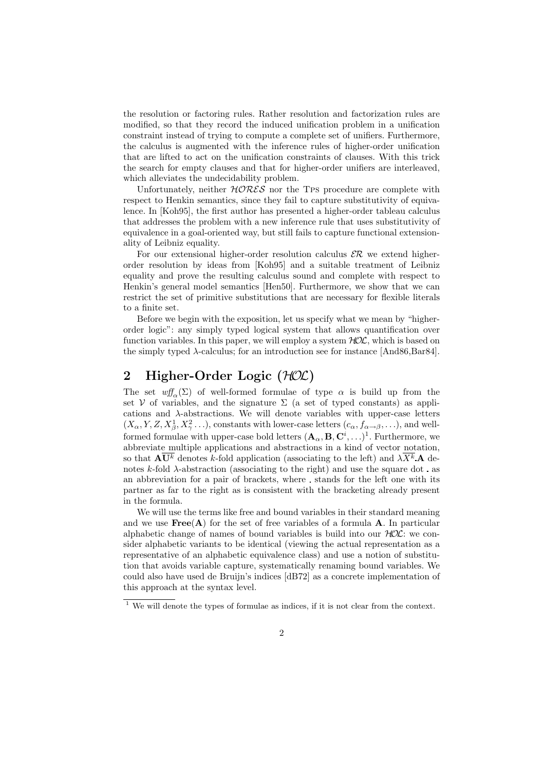the resolution or factoring rules. Rather resolution and factorization rules are modified, so that they record the induced unification problem in a unification constraint instead of trying to compute a complete set of unifiers. Furthermore, the calculus is augmented with the inference rules of higher-order unification that are lifted to act on the unification constraints of clauses. With this trick the search for empty clauses and that for higher-order unifiers are interleaved, which alleviates the undecidability problem.

Unfortunately, neither $\mathcal{HORES}$ nor the TPS procedure are complete with respect to Henkin semantics, since they fail to capture substitutivity of equivalence. In [Koh95], the first author has presented a higher-order tableau calculus that addresses the problem with a new inference rule that uses substitutivity of equivalence in a goal-oriented way, but still fails to capture functional extensionality of Leibniz equality.

For our extensional higher-order resolution calculus $\mathcal{ER}$ we extend higher-order resolution by ideas from [Koh95] and a suitable treatment of Leibniz equality and prove the resulting calculus sound and complete with respect to Henkin's general model semantics [Hen50]. Furthermore, we show that we can restrict the set of primitive substitutions that are necessary for flexible literals to a finite set.

Before we begin with the exposition, let us specify what we mean by "higher-order logic": any simply typed logical system that allows quantification over function variables. In this paper, we will employ a system $\mathcal{HOL}$, which is based on the simply typed $\lambda$-calculus; for an introduction see for instance [And86,Bar84].

## 2 Higher-Order Logic ($\mathcal{HOL}$)

The set $wff_\alpha(\Sigma)$ of well-formed formulae of type $\alpha$ is build up from the set $\mathcal{V}$ of variables, and the signature $\Sigma$ (a set of typed constants) as applications and $\lambda$-abstractions. We will denote variables with upper-case letters $(X_\alpha, Y, Z, X^1_\beta, X^2_\gamma \ldots)$, constants with lower-case letters $(c_\alpha, f_{\alpha\to\beta}, \ldots)$, and well-formed formulae with upper-case bold letters $(\mathbf{A}_\alpha, \mathbf{B}, \mathbf{C}^i, \ldots)$[1]. Furthermore, we abbreviate multiple applications and abstractions in a kind of vector notation, so that $\mathbf{A}\overline{\mathbf{U}^k}$ denotes $k$-fold application (associating to the left) and $\lambda\overline{X^k}.\mathbf{A}$ denotes $k$-fold $\lambda$-abstraction (associating to the right) and use the square dot $\_$ as an abbreviation for a pair of brackets, where $\_$ stands for the left one with its partner as far to the right as is consistent with the bracketing already present in the formula.

We will use the terms like free and bound variables in their standard meaning and we use $\mathbf{Free}(\mathbf{A})$ for the set of free variables of a formula $\mathbf{A}$. In particular alphabetic change of names of bound variables is build into our $\mathcal{HOL}$: we consider alphabetic variants to be identical (viewing the actual representation as a representative of an alphabetic equivalence class) and use a notion of substitution that avoids variable capture, systematically renaming bound variables. We could also have used de Bruijn's indices [dB72] as a concrete implementation of this approach at the syntax level.

[1] We will denote the types of formulae as indices, if it is not clear from the context.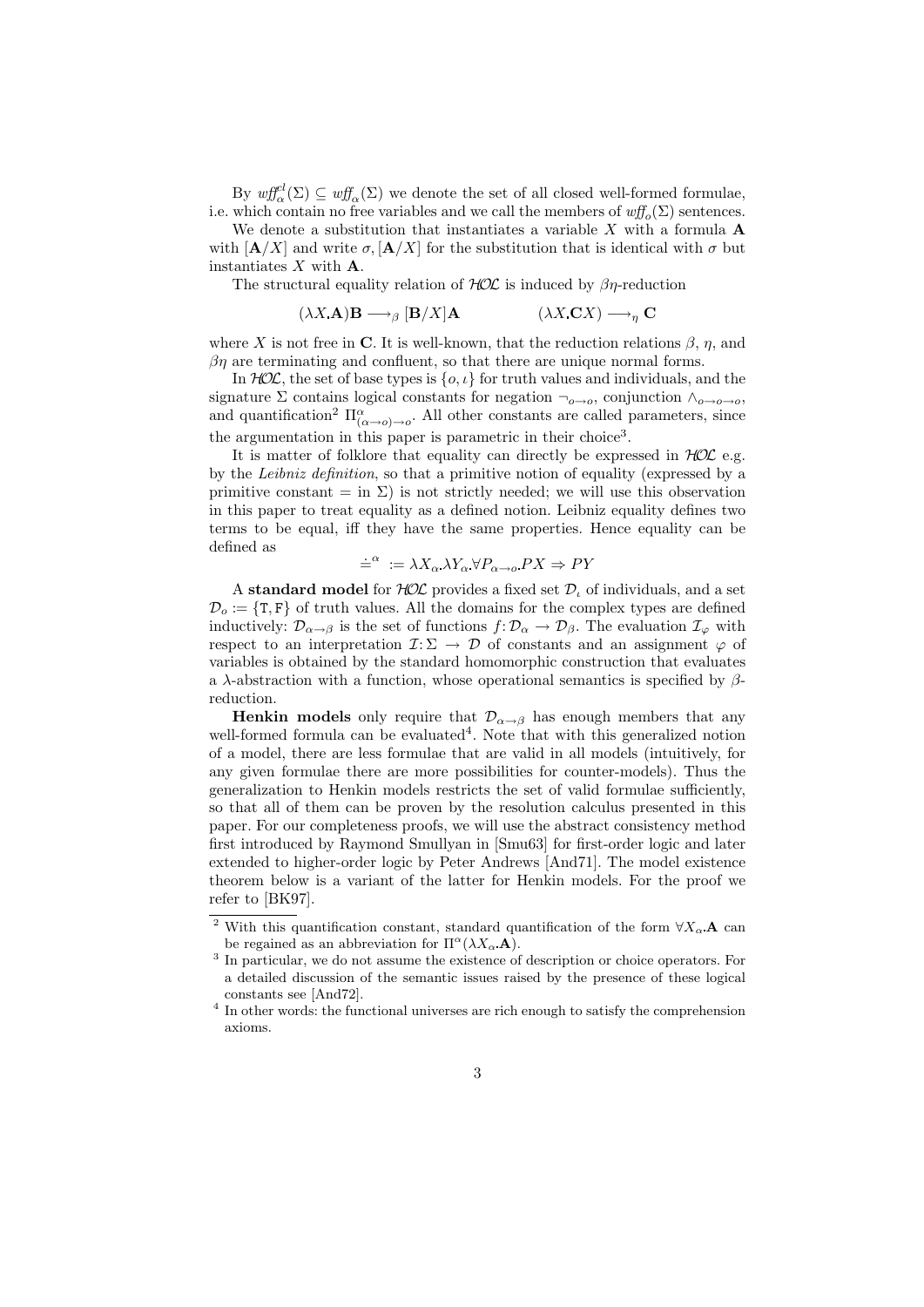By $wff_\alpha^{cl}(\Sigma) \subseteq wff_\alpha(\Sigma)$ we denote the set of all closed well-formed formulae, i.e. which contain no free variables and we call the members of $wff_o(\Sigma)$ sentences.

We denote a substitution that instantiates a variable $X$ with a formula $\mathbf{A}$ with $[\mathbf{A}/X]$ and write $\sigma, [\mathbf{A}/X]$ for the substitution that is identical with $\sigma$ but instantiates $X$ with $\mathbf{A}$.

The structural equality relation of $\mathcal{HOL}$ is induced by $\beta\eta$-reduction

$$(\lambda X.\mathbf{A})\mathbf{B} \longrightarrow_\beta [\mathbf{B}/X]\mathbf{A} \qquad\qquad (\lambda X.\mathbf{C}X) \longrightarrow_\eta \mathbf{C}$$

where $X$ is not free in $\mathbf{C}$. It is well-known, that the reduction relations $\beta$, $\eta$, and $\beta\eta$ are terminating and confluent, so that there are unique normal forms.

In $\mathcal{HOL}$, the set of base types is $\{o, \iota\}$ for truth values and individuals, and the signature $\Sigma$ contains logical constants for negation $\neg_{o\rightarrow o}$, conjunction $\wedge_{o\rightarrow o\rightarrow o}$, and quantification[2] $\Pi^\alpha_{(\alpha\rightarrow o)\rightarrow o}$. All other constants are called parameters, since the argumentation in this paper is parametric in their choice[3].

It is matter of folklore that equality can directly be expressed in $\mathcal{HOL}$ e.g. by the *Leibniz definition*, so that a primitive notion of equality (expressed by a primitive constant $=$ in $\Sigma$) is not strictly needed; we will use this observation in this paper to treat equality as a defined notion. Leibniz equality defines two terms to be equal, iff they have the same properties. Hence equality can be defined as

$$\doteq^\alpha := \lambda X_\alpha.\lambda Y_\alpha.\forall P_{\alpha\rightarrow o}.PX \Rightarrow PY$$

A **standard model** for $\mathcal{HOL}$ provides a fixed set $\mathcal{D}_\iota$ of individuals, and a set $\mathcal{D}_o := \{\mathtt{T}, \mathtt{F}\}$ of truth values. All the domains for the complex types are defined inductively: $\mathcal{D}_{\alpha\rightarrow\beta}$ is the set of functions $f\colon \mathcal{D}_\alpha \rightarrow \mathcal{D}_\beta$. The evaluation $\mathcal{I}_\varphi$ with respect to an interpretation $\mathcal{I}\colon \Sigma \rightarrow \mathcal{D}$ of constants and an assignment $\varphi$ of variables is obtained by the standard homomorphic construction that evaluates a $\lambda$-abstraction with a function, whose operational semantics is specified by $\beta$-reduction.

**Henkin models** only require that $\mathcal{D}_{\alpha\rightarrow\beta}$ has enough members that any well-formed formula can be evaluated[4]. Note that with this generalized notion of a model, there are less formulae that are valid in all models (intuitively, for any given formulae there are more possibilities for counter-models). Thus the generalization to Henkin models restricts the set of valid formulae sufficiently, so that all of them can be proven by the resolution calculus presented in this paper. For our completeness proofs, we will use the abstract consistency method first introduced by Raymond Smullyan in [Smu63] for first-order logic and later extended to higher-order logic by Peter Andrews [And71]. The model existence theorem below is a variant of the latter for Henkin models. For the proof we refer to [BK97].

---

[2] With this quantification constant, standard quantification of the form $\forall X_\alpha.\mathbf{A}$ can be regained as an abbreviation for $\Pi^\alpha(\lambda X_\alpha.\mathbf{A})$.

[3] In particular, we do not assume the existence of description or choice operators. For a detailed discussion of the semantic issues raised by the presence of these logical constants see [And72].

[4] In other words: the functional universes are rich enough to satisfy the comprehension axioms.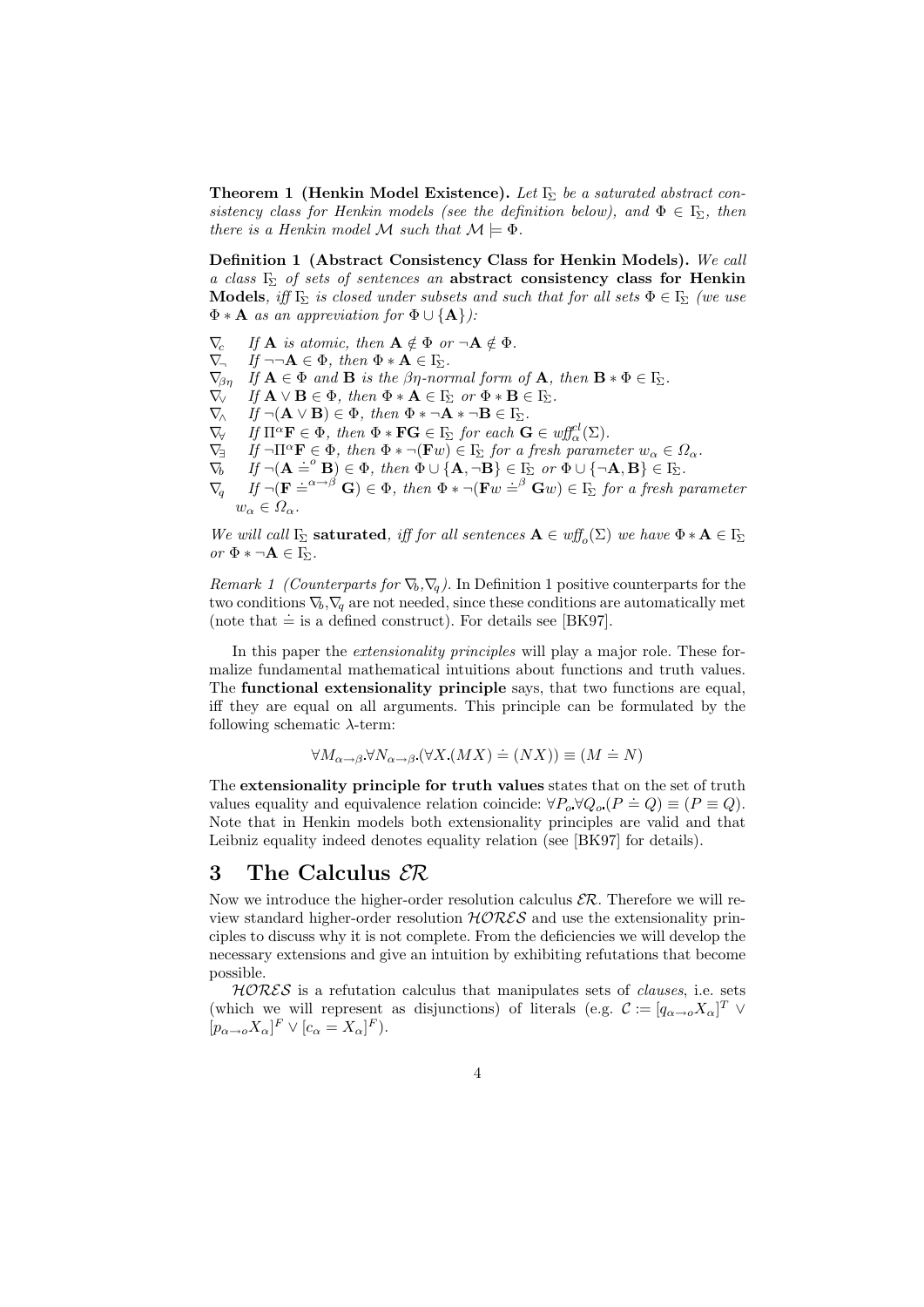**Theorem 1 (Henkin Model Existence).** *Let $\Gamma_\Sigma$ be a saturated abstract consistency class for Henkin models (see the definition below), and $\Phi \in \Gamma_\Sigma$, then there is a Henkin model $\mathcal{M}$ such that $\mathcal{M} \models \Phi$.*

**Definition 1 (Abstract Consistency Class for Henkin Models).** *We call a class $\Gamma_\Sigma$ of sets of sentences an* **abstract consistency class for Henkin Models**, *iff $\Gamma_\Sigma$ is closed under subsets and such that for all sets $\Phi \in \Gamma_\Sigma$ (we use $\Phi * \mathbf{A}$ as an appreviation for $\Phi \cup \{\mathbf{A}\}$):*

- $\nabla_c$ *If $\mathbf{A}$ is atomic, then $\mathbf{A} \notin \Phi$ or $\neg\mathbf{A} \notin \Phi$.*
- $\nabla_\neg$ *If $\neg\neg\mathbf{A} \in \Phi$, then $\Phi * \mathbf{A} \in \Gamma_\Sigma$.*
- $\nabla_{\beta\eta}$ *If $\mathbf{A} \in \Phi$ and $\mathbf{B}$ is the $\beta\eta$-normal form of $\mathbf{A}$, then $\mathbf{B} * \Phi \in \Gamma_\Sigma$.*
- $\nabla_\vee$ *If $\mathbf{A} \vee \mathbf{B} \in \Phi$, then $\Phi * \mathbf{A} \in \Gamma_\Sigma$ or $\Phi * \mathbf{B} \in \Gamma_\Sigma$.*
- $\nabla_\wedge$ *If $\neg(\mathbf{A} \vee \mathbf{B}) \in \Phi$, then $\Phi * \neg\mathbf{A} * \neg\mathbf{B} \in \Gamma_\Sigma$.*
- $\nabla_\forall$ *If $\Pi^\alpha \mathbf{F} \in \Phi$, then $\Phi * \mathbf{F}\mathbf{G} \in \Gamma_\Sigma$ for each $\mathbf{G} \in wff^{cl}_\alpha(\Sigma)$.*
- $\nabla_\exists$ *If $\neg\Pi^\alpha \mathbf{F} \in \Phi$, then $\Phi * \neg(\mathbf{F}w) \in \Gamma_\Sigma$ for a fresh parameter $w_\alpha \in \Omega_\alpha$.*
- $\nabla_b$ *If $\neg(\mathbf{A} \doteq^o \mathbf{B}) \in \Phi$, then $\Phi \cup \{\mathbf{A}, \neg\mathbf{B}\} \in \Gamma_\Sigma$ or $\Phi \cup \{\neg\mathbf{A}, \mathbf{B}\} \in \Gamma_\Sigma$.*
- $\nabla_q$ *If $\neg(\mathbf{F} \doteq^{\alpha\to\beta} \mathbf{G}) \in \Phi$, then $\Phi * \neg(\mathbf{F}w \doteq^\beta \mathbf{G}w) \in \Gamma_\Sigma$ for a fresh parameter $w_\alpha \in \Omega_\alpha$.*

*We will call $\Gamma_\Sigma$* **saturated**, *iff for all sentences $\mathbf{A} \in wff_o(\Sigma)$ we have $\Phi * \mathbf{A} \in \Gamma_\Sigma$ or $\Phi * \neg\mathbf{A} \in \Gamma_\Sigma$.*

*Remark 1 (Counterparts for $\nabla_b$,$\nabla_q$).* In Definition 1 positive counterparts for the two conditions $\nabla_b$,$\nabla_q$ are not needed, since these conditions are automatically met (note that $\doteq$ is a defined construct). For details see [BK97].

In this paper the *extensionality principles* will play a major role. These formalize fundamental mathematical intuitions about functions and truth values. The **functional extensionality principle** says, that two functions are equal, iff they are equal on all arguments. This principle can be formulated by the following schematic $\lambda$-term:

$$\forall M_{\alpha\to\beta}.\forall N_{\alpha\to\beta}.(\forall X.(MX) \doteq (NX)) \equiv (M \doteq N)$$

The **extensionality principle for truth values** states that on the set of truth values equality and equivalence relation coincide: $\forall P_o.\forall Q_o.(P \doteq Q) \equiv (P \equiv Q)$. Note that in Henkin models both extensionality principles are valid and that Leibniz equality indeed denotes equality relation (see [BK97] for details).

## 3 The Calculus $\mathcal{ER}$

Now we introduce the higher-order resolution calculus $\mathcal{ER}$. Therefore we will review standard higher-order resolution $\mathcal{HORES}$ and use the extensionality principles to discuss why it is not complete. From the deficiencies we will develop the necessary extensions and give an intuition by exhibiting refutations that become possible.

$\mathcal{HORES}$ is a refutation calculus that manipulates sets of *clauses*, i.e. sets (which we will represent as disjunctions) of literals (e.g. $\mathcal{C} := [q_{\alpha\to o}X_\alpha]^T \vee [p_{\alpha\to o}X_\alpha]^F \vee [c_\alpha = X_\alpha]^F$).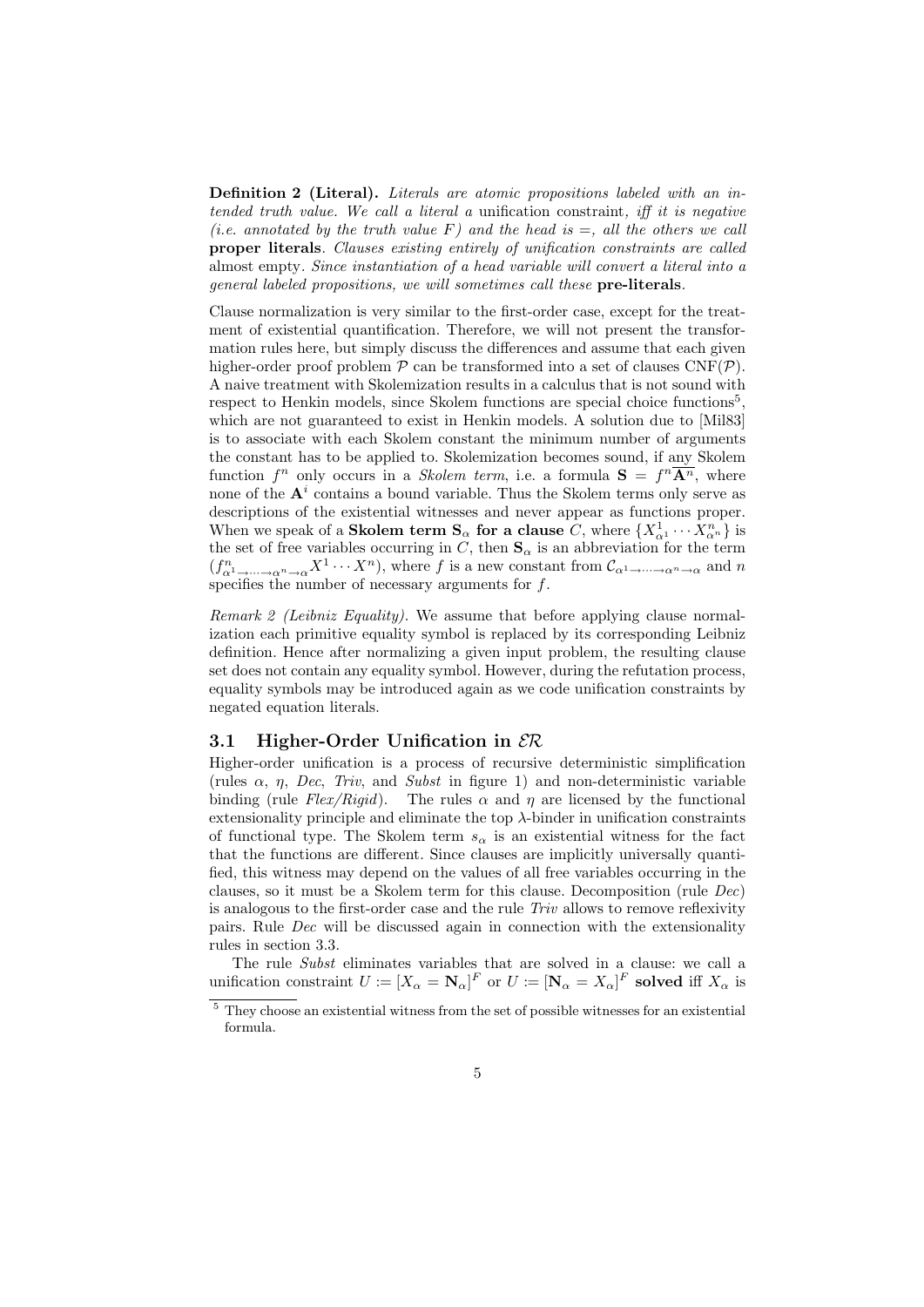**Definition 2 (Literal).** *Literals are atomic propositions labeled with an intended truth value. We call a literal a* unification constraint*, iff it is negative (i.e. annotated by the truth value F) and the head is =, all the others we call* **proper literals**. *Clauses existing entirely of unification constraints are called* almost empty. *Since instantiation of a head variable will convert a literal into a general labeled propositions, we will sometimes call these* **pre-literals**.

Clause normalization is very similar to the first-order case, except for the treatment of existential quantification. Therefore, we will not present the transformation rules here, but simply discuss the differences and assume that each given higher-order proof problem $\mathcal{P}$ can be transformed into a set of clauses $\text{CNF}(\mathcal{P})$. A naive treatment with Skolemization results in a calculus that is not sound with respect to Henkin models, since Skolem functions are special choice functions[5], which are not guaranteed to exist in Henkin models. A solution due to [Mil83] is to associate with each Skolem constant the minimum number of arguments the constant has to be applied to. Skolemization becomes sound, if any Skolem function $f^n$ only occurs in a *Skolem term*, i.e. a formula $\mathbf{S} = f^n\overline{\mathbf{A}^n}$, where none of the $\mathbf{A}^i$ contains a bound variable. Thus the Skolem terms only serve as descriptions of the existential witnesses and never appear as functions proper. When we speak of a **Skolem term $\mathbf{S}_\alpha$ for a clause** $C$, where $\{X^1_{\alpha^1} \cdots X^n_{\alpha^n}\}$ is the set of free variables occurring in $C$, then $\mathbf{S}_\alpha$ is an abbreviation for the term $(f^n_{\alpha^1\to\cdots\to\alpha^n\to\alpha} X^1 \cdots X^n)$, where $f$ is a new constant from $\mathcal{C}_{\alpha^1\to\cdots\to\alpha^n\to\alpha}$ and $n$ specifies the number of necessary arguments for $f$.

*Remark 2 (Leibniz Equality).* We assume that before applying clause normalization each primitive equality symbol is replaced by its corresponding Leibniz definition. Hence after normalizing a given input problem, the resulting clause set does not contain any equality symbol. However, during the refutation process, equality symbols may be introduced again as we code unification constraints by negated equation literals.

### 3.1 Higher-Order Unification in $\mathcal{ER}$

Higher-order unification is a process of recursive deterministic simplification (rules $\alpha$, $\eta$, *Dec*, *Triv*, and *Subst* in figure 1) and non-deterministic variable binding (rule *Flex/Rigid*). The rules $\alpha$ and $\eta$ are licensed by the functional extensionality principle and eliminate the top $\lambda$-binder in unification constraints of functional type. The Skolem term $s_\alpha$ is an existential witness for the fact that the functions are different. Since clauses are implicitly universally quantified, this witness may depend on the values of all free variables occurring in the clauses, so it must be a Skolem term for this clause. Decomposition (rule *Dec*) is analogous to the first-order case and the rule *Triv* allows to remove reflexivity pairs. Rule *Dec* will be discussed again in connection with the extensionality rules in section 3.3.

The rule *Subst* eliminates variables that are solved in a clause: we call a unification constraint $U := [X_\alpha = \mathbf{N}_\alpha]^F$ or $U := [\mathbf{N}_\alpha = X_\alpha]^F$ **solved** iff $X_\alpha$ is

[5] They choose an existential witness from the set of possible witnesses for an existential formula.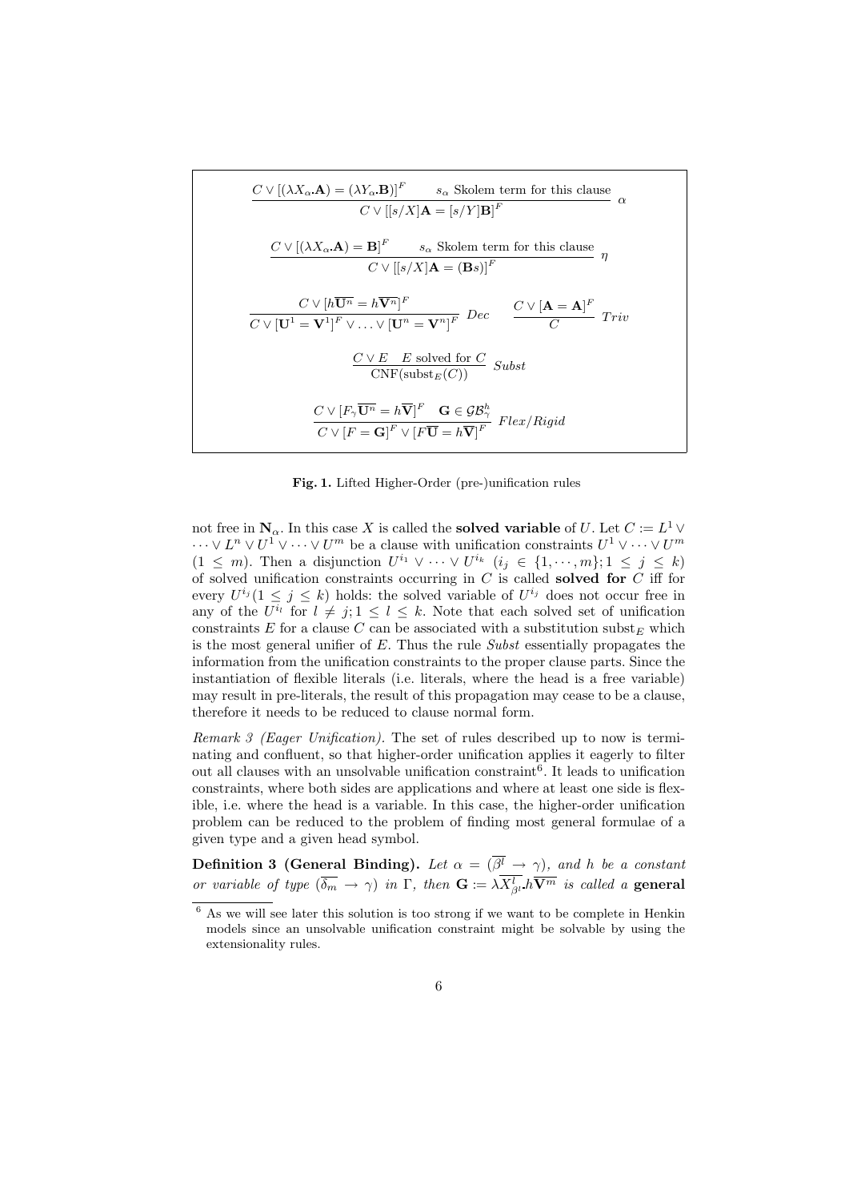$$\frac{C \vee [(\lambda X_\alpha.\mathbf{A}) = (\lambda Y_\alpha.\mathbf{B})]^F \qquad s_\alpha \text{ Skolem term for this clause}}{C \vee [[s/X]\mathbf{A} = [s/Y]\mathbf{B}]^F}\ \alpha$$

$$\frac{C \vee [(\lambda X_\alpha.\mathbf{A}) = \mathbf{B}]^F \qquad s_\alpha \text{ Skolem term for this clause}}{C \vee [[s/X]\mathbf{A} = (\mathbf{B}s)]^F}\ \eta$$

$$\frac{C \vee [h\overline{\mathbf{U}^n} = h\overline{\mathbf{V}^n}]^F}{C \vee [\mathbf{U}^1 = \mathbf{V}^1]^F \vee \ldots \vee [\mathbf{U}^n = \mathbf{V}^n]^F}\ Dec \qquad \frac{C \vee [\mathbf{A} = \mathbf{A}]^F}{C}\ Triv$$

$$\frac{C \vee E \quad E \text{ solved for } C}{\mathrm{CNF}(\mathrm{subst}_E(C))}\ Subst$$

$$\frac{C \vee [F_\gamma \overline{\mathbf{U}^n} = h\overline{\mathbf{V}}]^F \quad \mathbf{G} \in \mathcal{GB}^h_\gamma}{C \vee [F = \mathbf{G}]^F \vee [F\overline{\mathbf{U}} = h\overline{\mathbf{V}}]^F}\ Flex/Rigid$$

**Fig. 1.** Lifted Higher-Order (pre-)unification rules

not free in $\mathbf{N}_\alpha$. In this case $X$ is called the **solved variable** of $U$. Let $C := L^1 \vee \cdots \vee L^n \vee U^1 \vee \cdots \vee U^m$ be a clause with unification constraints $U^1 \vee \cdots \vee U^m$ $(1 \leq m)$. Then a disjunction $U^{i_1} \vee \cdots \vee U^{i_k}$ $(i_j \in \{1, \cdots, m\}; 1 \leq j \leq k)$ of solved unification constraints occurring in $C$ is called **solved for** $C$ iff for every $U^{i_j} (1 \leq j \leq k)$ holds: the solved variable of $U^{i_j}$ does not occur free in any of the $U^{i_l}$ for $l \neq j; 1 \leq l \leq k$. Note that each solved set of unification constraints $E$ for a clause $C$ can be associated with a substitution $\mathrm{subst}_E$ which is the most general unifier of $E$. Thus the rule *Subst* essentially propagates the information from the unification constraints to the proper clause parts. Since the instantiation of flexible literals (i.e. literals, where the head is a free variable) may result in pre-literals, the result of this propagation may cease to be a clause, therefore it needs to be reduced to clause normal form.

*Remark 3 (Eager Unification).* The set of rules described up to now is terminating and confluent, so that higher-order unification applies it eagerly to filter out all clauses with an unsolvable unification constraint[6]. It leads to unification constraints, where both sides are applications and where at least one side is flexible, i.e. where the head is a variable. In this case, the higher-order unification problem can be reduced to the problem of finding most general formulae of a given type and a given head symbol.

**Definition 3 (General Binding).** *Let $\alpha = (\overline{\beta^l} \to \gamma)$, and $h$ be a constant or variable of type $(\overline{\delta_m} \to \gamma)$ in $\Gamma$, then $\mathbf{G} := \lambda \overline{X^l_{\beta^l}}.h\overline{\mathbf{V}^m}$ is called a* **general**

[6] As we will see later this solution is too strong if we want to be complete in Henkin models since an unsolvable unification constraint might be solvable by using the extensionality rules.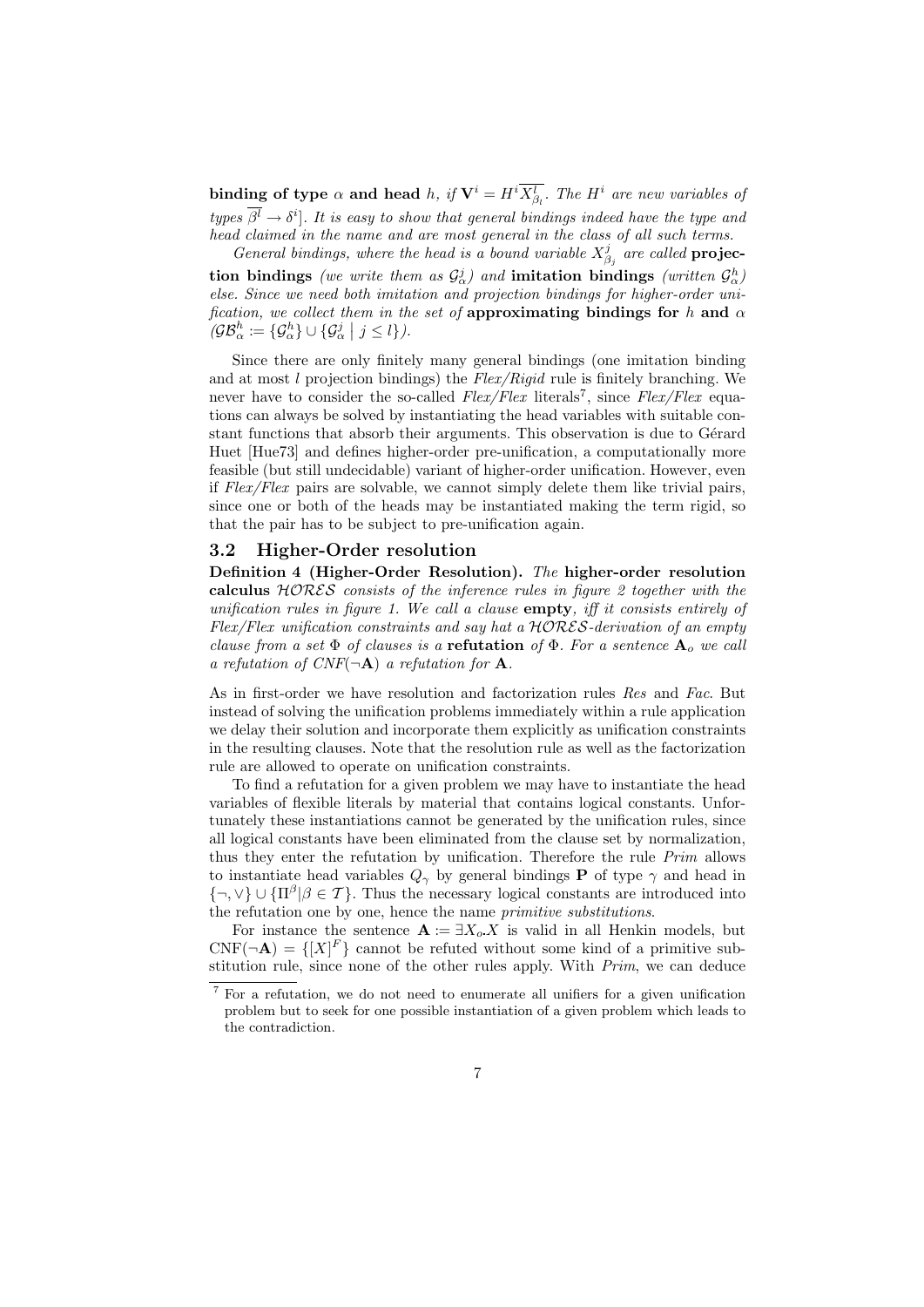**binding of type** $\alpha$ **and head** $h$, *if* $\mathbf{V}^i = H^i\overline{X^l_{\beta_l}}$. *The* $H^i$ *are new variables of types* $\overline{\beta^l} \to \delta^i$]. *It is easy to show that general bindings indeed have the type and head claimed in the name and are most general in the class of all such terms.*

*General bindings, where the head is a bound variable* $X^j_{\beta_j}$ *are called* **projection bindings** *(we write them as* $\mathcal{G}^j_\alpha$*) and* **imitation bindings** *(written* $\mathcal{G}^h_\alpha$*) else. Since we need both imitation and projection bindings for higher-order unification, we collect them in the set of* **approximating bindings for** $h$ **and** $\alpha$ *(*$\mathcal{GB}^h_\alpha := \{\mathcal{G}^h_\alpha\} \cup \{\mathcal{G}^j_\alpha \mid j \leq l\}$*).*

Since there are only finitely many general bindings (one imitation binding and at most $l$ projection bindings) the *Flex/Rigid* rule is finitely branching. We never have to consider the so-called *Flex/Flex* literals[7], since *Flex/Flex* equations can always be solved by instantiating the head variables with suitable constant functions that absorb their arguments. This observation is due to Gérard Huet [Hue73] and defines higher-order pre-unification, a computationally more feasible (but still undecidable) variant of higher-order unification. However, even if *Flex/Flex* pairs are solvable, we cannot simply delete them like trivial pairs, since one or both of the heads may be instantiated making the term rigid, so that the pair has to be subject to pre-unification again.

### 3.2 Higher-Order resolution

**Definition 4 (Higher-Order Resolution).** *The* **higher-order resolution calculus** $\mathcal{HORES}$ *consists of the inference rules in figure 2 together with the unification rules in figure 1. We call a clause* **empty**, *iff it consists entirely of Flex/Flex unification constraints and say hat a* $\mathcal{HORES}$*-derivation of an empty clause from a set* $\Phi$ *of clauses is a* **refutation** *of* $\Phi$. *For a sentence* $\mathbf{A}_o$ *we call a refutation of CNF*$(\neg\mathbf{A})$ *a refutation for* $\mathbf{A}$.

As in first-order we have resolution and factorization rules *Res* and *Fac*. But instead of solving the unification problems immediately within a rule application we delay their solution and incorporate them explicitly as unification constraints in the resulting clauses. Note that the resolution rule as well as the factorization rule are allowed to operate on unification constraints.

To find a refutation for a given problem we may have to instantiate the head variables of flexible literals by material that contains logical constants. Unfortunately these instantiations cannot be generated by the unification rules, since all logical constants have been eliminated from the clause set by normalization, thus they enter the refutation by unification. Therefore the rule *Prim* allows to instantiate head variables $Q_\gamma$ by general bindings $\mathbf{P}$ of type $\gamma$ and head in $\{\neg, \vee\} \cup \{\Pi^\beta | \beta \in \mathcal{T}\}$. Thus the necessary logical constants are introduced into the refutation one by one, hence the name *primitive substitutions*.

For instance the sentence $\mathbf{A} := \exists X_o.X$ is valid in all Henkin models, but $\text{CNF}(\neg\mathbf{A}) = \{[X]^F\}$ cannot be refuted without some kind of a primitive substitution rule, since none of the other rules apply. With *Prim*, we can deduce

[7] For a refutation, we do not need to enumerate all unifiers for a given unification problem but to seek for one possible instantiation of a given problem which leads to the contradiction.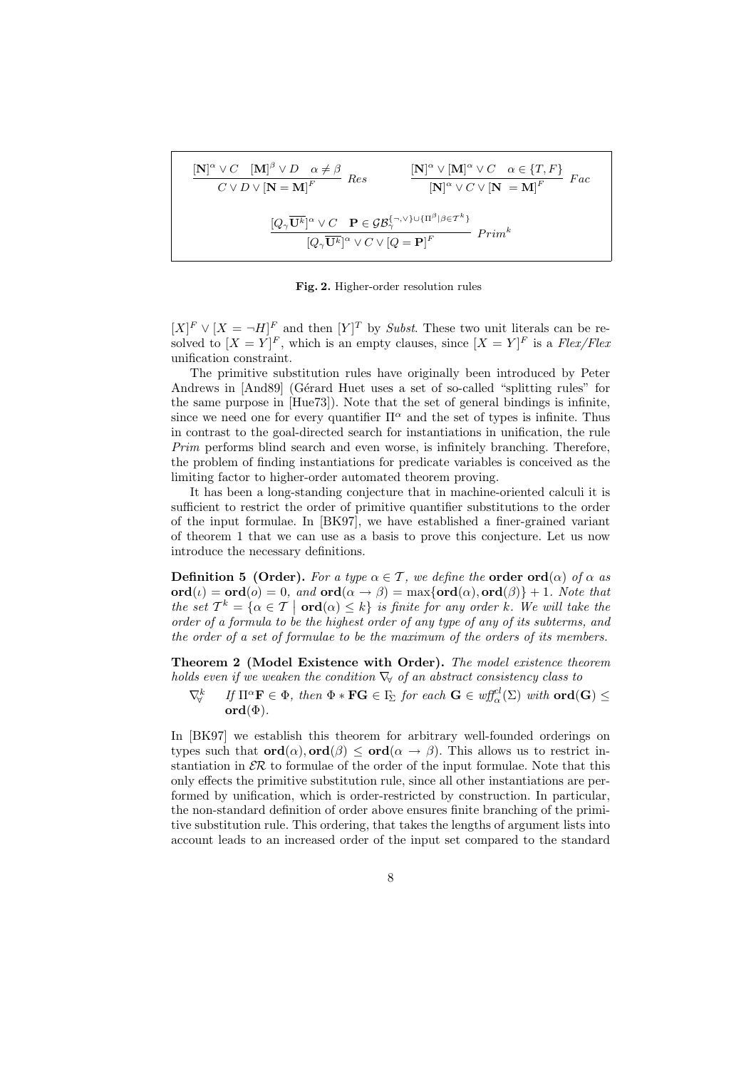$$\frac{[\mathbf{N}]^\alpha \vee C \quad [\mathbf{M}]^\beta \vee D \quad \alpha \neq \beta}{C \vee D \vee [\mathbf{N} = \mathbf{M}]^F}\ Res \qquad \frac{[\mathbf{N}]^\alpha \vee [\mathbf{M}]^\alpha \vee C \quad \alpha \in \{T, F\}}{[\mathbf{N}]^\alpha \vee C \vee [\mathbf{N} = \mathbf{M}]^F}\ Fac$$

$$\frac{[Q_\gamma \overline{\mathbf{U}^k}]^\alpha \vee C \quad \mathbf{P} \in \mathcal{GB}_\gamma^{\{\neg,\vee\}\cup\{\Pi^\beta \mid \beta \in \mathcal{T}^k\}}}{[Q_\gamma \overline{\mathbf{U}^k}]^\alpha \vee C \vee [Q = \mathbf{P}]^F}\ Prim^k$$

**Fig. 2.** Higher-order resolution rules

$[X]^F \vee [X = \neg H]^F$ and then $[Y]^T$ by *Subst*. These two unit literals can be resolved to $[X = Y]^F$, which is an empty clauses, since $[X = Y]^F$ is a *Flex/Flex* unification constraint.

The primitive substitution rules have originally been introduced by Peter Andrews in [And89] (Gérard Huet uses a set of so-called "splitting rules" for the same purpose in [Hue73]). Note that the set of general bindings is infinite, since we need one for every quantifier $\Pi^\alpha$ and the set of types is infinite. Thus in contrast to the goal-directed search for instantiations in unification, the rule *Prim* performs blind search and even worse, is infinitely branching. Therefore, the problem of finding instantiations for predicate variables is conceived as the limiting factor to higher-order automated theorem proving.

It has been a long-standing conjecture that in machine-oriented calculi it is sufficient to restrict the order of primitive quantifier substitutions to the order of the input formulae. In [BK97], we have established a finer-grained variant of theorem 1 that we can use as a basis to prove this conjecture. Let us now introduce the necessary definitions.

**Definition 5 (Order).** *For a type $\alpha \in \mathcal{T}$, we define the* **order** $\mathbf{ord}(\alpha)$ *of $\alpha$ as $\mathbf{ord}(\iota) = \mathbf{ord}(o) = 0$, and $\mathbf{ord}(\alpha \to \beta) = \max\{\mathbf{ord}(\alpha), \mathbf{ord}(\beta)\} + 1$. Note that the set $\mathcal{T}^k = \{\alpha \in \mathcal{T} \mid \mathbf{ord}(\alpha) \leq k\}$ is finite for any order $k$. We will take the order of a formula to be the highest order of any type of any of its subterms, and the order of a set of formulae to be the maximum of the orders of its members.*

**Theorem 2 (Model Existence with Order).** *The model existence theorem holds even if we weaken the condition $\nabla_\forall$ of an abstract consistency class to*

$\nabla_\forall^k$ *If $\Pi^\alpha \mathbf{F} \in \Phi$, then $\Phi * \mathbf{F}\mathbf{G} \in \Gamma_\Sigma$ for each $\mathbf{G} \in wff_\alpha^{cl}(\Sigma)$ with $\mathbf{ord}(\mathbf{G}) \leq \mathbf{ord}(\Phi)$.*

In [BK97] we establish this theorem for arbitrary well-founded orderings on types such that $\mathbf{ord}(\alpha), \mathbf{ord}(\beta) \leq \mathbf{ord}(\alpha \to \beta)$. This allows us to restrict instantiation in $\mathcal{ER}$ to formulae of the order of the input formulae. Note that this only effects the primitive substitution rule, since all other instantiations are performed by unification, which is order-restricted by construction. In particular, the non-standard definition of order above ensures finite branching of the primitive substitution rule. This ordering, that takes the lengths of argument lists into account leads to an increased order of the input set compared to the standard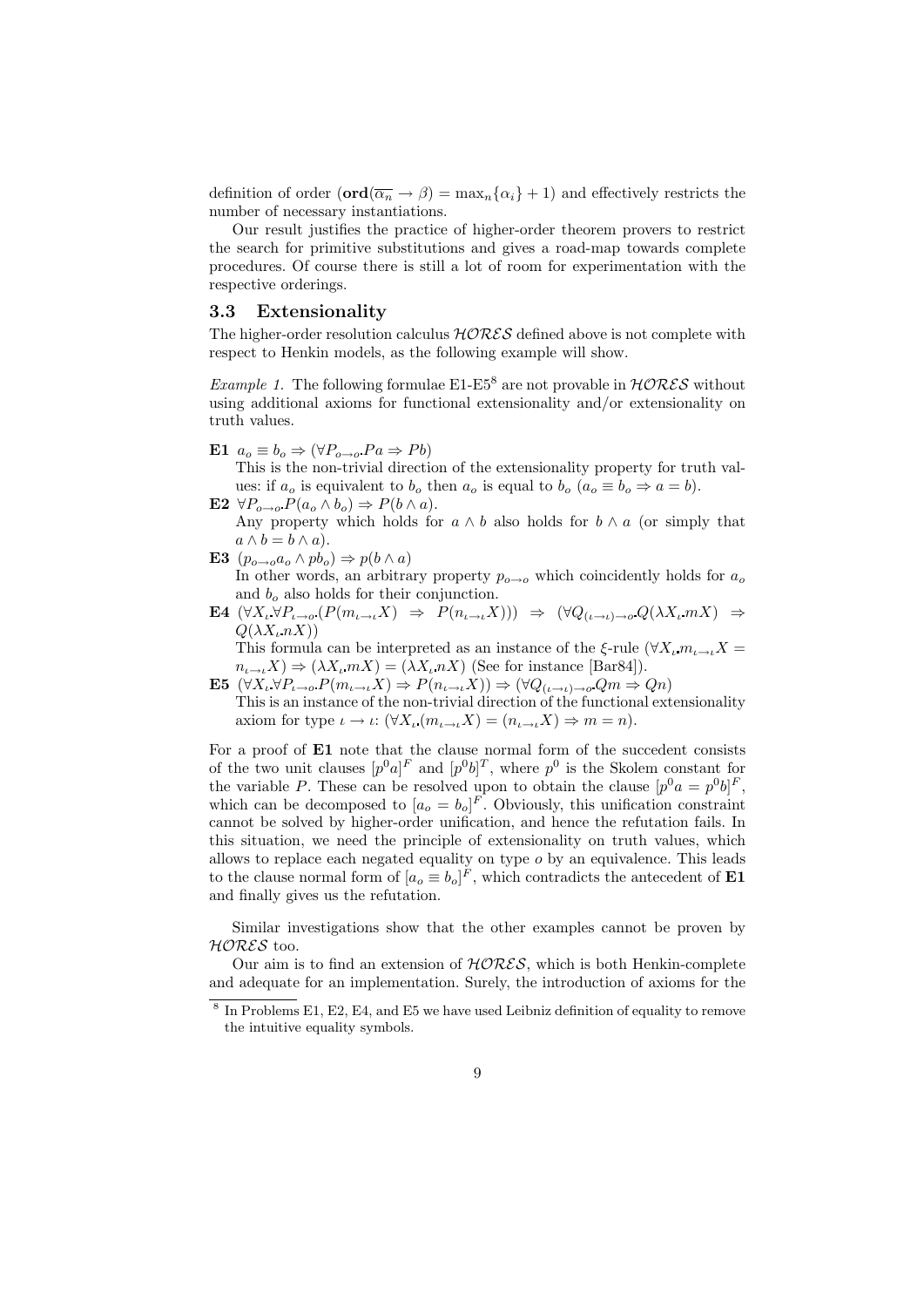definition of order ($\mathbf{ord}(\overline{\alpha_n} \to \beta) = \max_n\{\alpha_i\} + 1$) and effectively restricts the number of necessary instantiations.

Our result justifies the practice of higher-order theorem provers to restrict the search for primitive substitutions and gives a road-map towards complete procedures. Of course there is still a lot of room for experimentation with the respective orderings.

### 3.3 Extensionality

The higher-order resolution calculus $\mathcal{HORES}$ defined above is not complete with respect to Henkin models, as the following example will show.

*Example 1.* The following formulae E1-E5[8] are not provable in $\mathcal{HORES}$ without using additional axioms for functional extensionality and/or extensionality on truth values.

**E1** $a_o \equiv b_o \Rightarrow (\forall P_{o\to o}.Pa \Rightarrow Pb)$
This is the non-trivial direction of the extensionality property for truth values: if $a_o$ is equivalent to $b_o$ then $a_o$ is equal to $b_o$ ($a_o \equiv b_o \Rightarrow a = b$).

**E2** $\forall P_{o\to o}.P(a_o \wedge b_o) \Rightarrow P(b \wedge a)$.
Any property which holds for $a \wedge b$ also holds for $b \wedge a$ (or simply that $a \wedge b = b \wedge a$).

**E3** $(p_{o\to o}a_o \wedge pb_o) \Rightarrow p(b \wedge a)$
In other words, an arbitrary property $p_{o\to o}$ which coincidently holds for $a_o$ and $b_o$ also holds for their conjunction.

**E4** $(\forall X_\iota.\forall P_{\iota\to o}.(P(m_{\iota\to\iota}X) \Rightarrow P(n_{\iota\to\iota}X))) \Rightarrow (\forall Q_{(\iota\to\iota)\to o}.Q(\lambda X_\iota.mX) \Rightarrow Q(\lambda X_\iota.nX))$
This formula can be interpreted as an instance of the $\xi$-rule ($\forall X_\iota.m_{\iota\to\iota}X = n_{\iota\to\iota}X) \Rightarrow (\lambda X_\iota.mX) = (\lambda X_\iota.nX)$ (See for instance [Bar84]).

**E5** $(\forall X_\iota.\forall P_{\iota\to o}.P(m_{\iota\to\iota}X) \Rightarrow P(n_{\iota\to\iota}X)) \Rightarrow (\forall Q_{(\iota\to\iota)\to o}.Qm \Rightarrow Qn)$
This is an instance of the non-trivial direction of the functional extensionality axiom for type $\iota \to \iota$: $(\forall X_\iota.(m_{\iota\to\iota}X) = (n_{\iota\to\iota}X) \Rightarrow m = n)$.

For a proof of **E1** note that the clause normal form of the succedent consists of the two unit clauses $[p^0a]^F$ and $[p^0b]^T$, where $p^0$ is the Skolem constant for the variable $P$. These can be resolved upon to obtain the clause $[p^0a = p^0b]^F$, which can be decomposed to $[a_o = b_o]^F$. Obviously, this unification constraint cannot be solved by higher-order unification, and hence the refutation fails. In this situation, we need the principle of extensionality on truth values, which allows to replace each negated equality on type $o$ by an equivalence. This leads to the clause normal form of $[a_o \equiv b_o]^F$, which contradicts the antecedent of **E1** and finally gives us the refutation.

Similar investigations show that the other examples cannot be proven by $\mathcal{HORES}$ too.

Our aim is to find an extension of $\mathcal{HORES}$, which is both Henkin-complete and adequate for an implementation. Surely, the introduction of axioms for the

[8] In Problems E1, E2, E4, and E5 we have used Leibniz definition of equality to remove the intuitive equality symbols.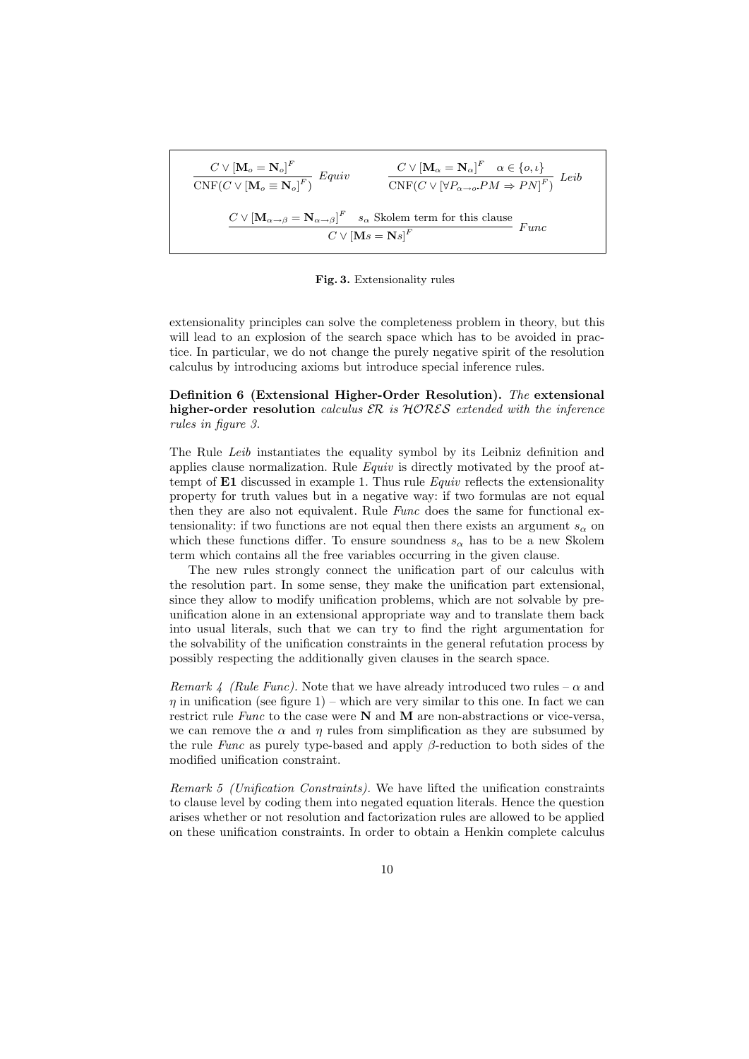$$\frac{C \vee [\mathbf{M}_o = \mathbf{N}_o]^F}{\mathrm{CNF}(C \vee [\mathbf{M}_o \equiv \mathbf{N}_o]^F)}\ Equiv \qquad \frac{C \vee [\mathbf{M}_\alpha = \mathbf{N}_\alpha]^F \quad \alpha \in \{o, \iota\}}{\mathrm{CNF}(C \vee [\forall P_{\alpha \to o} . PM \Rightarrow PN]^F)}\ Leib$$

$$\frac{C \vee [\mathbf{M}_{\alpha \to \beta} = \mathbf{N}_{\alpha \to \beta}]^F \quad s_\alpha \text{ Skolem term for this clause}}{C \vee [\mathbf{M}s = \mathbf{N}s]^F}\ Func$$

**Fig. 3.** Extensionality rules

extensionality principles can solve the completeness problem in theory, but this will lead to an explosion of the search space which has to be avoided in practice. In particular, we do not change the purely negative spirit of the resolution calculus by introducing axioms but introduce special inference rules.

**Definition 6 (Extensional Higher-Order Resolution).** *The* **extensional higher-order resolution** *calculus $\mathcal{ER}$ is $\mathcal{HORES}$ extended with the inference rules in figure 3.*

The Rule *Leib* instantiates the equality symbol by its Leibniz definition and applies clause normalization. Rule *Equiv* is directly motivated by the proof attempt of **E1** discussed in example 1. Thus rule *Equiv* reflects the extensionality property for truth values but in a negative way: if two formulas are not equal then they are also not equivalent. Rule *Func* does the same for functional extensionality: if two functions are not equal then there exists an argument $s_\alpha$ on which these functions differ. To ensure soundness $s_\alpha$ has to be a new Skolem term which contains all the free variables occurring in the given clause.

The new rules strongly connect the unification part of our calculus with the resolution part. In some sense, they make the unification part extensional, since they allow to modify unification problems, which are not solvable by pre-unification alone in an extensional appropriate way and to translate them back into usual literals, such that we can try to find the right argumentation for the solvability of the unification constraints in the general refutation process by possibly respecting the additionally given clauses in the search space.

*Remark 4 (Rule Func).* Note that we have already introduced two rules – $\alpha$ and $\eta$ in unification (see figure 1) – which are very similar to this one. In fact we can restrict rule *Func* to the case were **N** and **M** are non-abstractions or vice-versa, we can remove the $\alpha$ and $\eta$ rules from simplification as they are subsumed by the rule *Func* as purely type-based and apply $\beta$-reduction to both sides of the modified unification constraint.

*Remark 5 (Unification Constraints).* We have lifted the unification constraints to clause level by coding them into negated equation literals. Hence the question arises whether or not resolution and factorization rules are allowed to be applied on these unification constraints. In order to obtain a Henkin complete calculus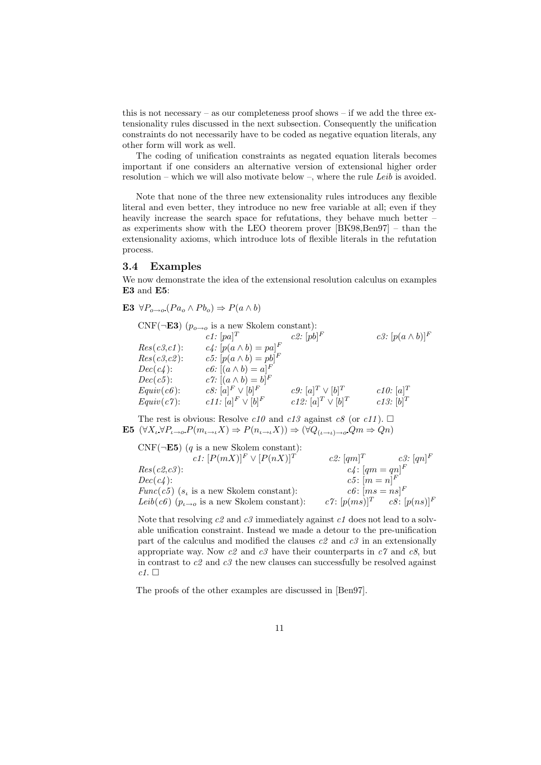this is not necessary – as our completeness proof shows – if we add the three extensionality rules discussed in the next subsection. Consequently the unification constraints do not necessarily have to be coded as negative equation literals, any other form will work as well.

The coding of unification constraints as negated equation literals becomes important if one considers an alternative version of extensional higher order resolution – which we will also motivate below –, where the rule *Leib* is avoided.

Note that none of the three new extensionality rules introduces any flexible literal and even better, they introduce no new free variable at all; even if they heavily increase the search space for refutations, they behave much better – as experiments show with the LEO theorem prover [BK98,Ben97] – than the extensionality axioms, which introduce lots of flexible literals in the refutation process.

### 3.4 Examples

We now demonstrate the idea of the extensional resolution calculus on examples **E3** and **E5**:

**E3** $\forall P_{o\to o}.(Pa_o \wedge Pb_o) \Rightarrow P(a \wedge b)$

CNF($\neg$**E3**) ($p_{o\to o}$ is a new Skolem constant):

| | | | |
|---|---|---|---|
| | *c1:* $[pa]^T$ | *c2:* $[pb]^F$ | *c3:* $[p(a \wedge b)]^F$ |
| *Res(c3,c1)*: | *c4:* $[p(a \wedge b) = pa]^F$ | | |
| *Res(c3,c2)*: | *c5:* $[p(a \wedge b) = pb]^F$ | | |
| *Dec(c4)*: | *c6:* $[(a \wedge b) = a]^F$ | | |
| *Dec(c5)*: | *c7:* $[(a \wedge b) = b]^F$ | | |
| *Equiv(c6)*: | *c8:* $[a]^F \vee [b]^F$ | *c9:* $[a]^T \vee [b]^T$ | *c10:* $[a]^T$ |
| *Equiv(c7)*: | *c11:* $[a]^F \vee [b]^F$ | *c12:* $[a]^T \vee [b]^T$ | *c13:* $[b]^T$ |

The rest is obvious: Resolve *c10* and *c13* against *c8* (or *c11*). □

**E5** $(\forall X_\iota.\forall P_{\iota\to o}.P(m_{\iota\to\iota}X) \Rightarrow P(n_{\iota\to\iota}X)) \Rightarrow (\forall Q_{(\iota\to\iota)\to o}.Qm \Rightarrow Qn)$

CNF($\neg$**E5**) ($q$ is a new Skolem constant):

| | | | |
|---|---|---|---|
| | *c1:* $[P(mX)]^F \vee [P(nX)]^T$ | *c2*: $[qm]^T$ | *c3*: $[qn]^F$ |
| *Res(c2,c3)*: | *c4*: $[qm = qn]^F$ | | |
| *Dec(c4)*: | *c5*: $[m = n]^F$ | | |
| *Func(c5)* ($s_\iota$ is a new Skolem constant): | *c6*: $[ms = ns]^F$ | | |
| *Leib(c6)* ($p_{\iota\to o}$ is a new Skolem constant): | *c7*: $[p(ms)]^T$ | *c8*: $[p(ns)]^F$ | |

Note that resolving *c2* and *c3* immediately against *c1* does not lead to a solvable unification constraint. Instead we made a detour to the pre-unification part of the calculus and modified the clauses *c2* and *c3* in an extensionally appropriate way. Now *c2* and *c3* have their counterparts in *c7* and *c8*, but in contrast to *c2* and *c3* the new clauses can successfully be resolved against *c1*. □

The proofs of the other examples are discussed in [Ben97].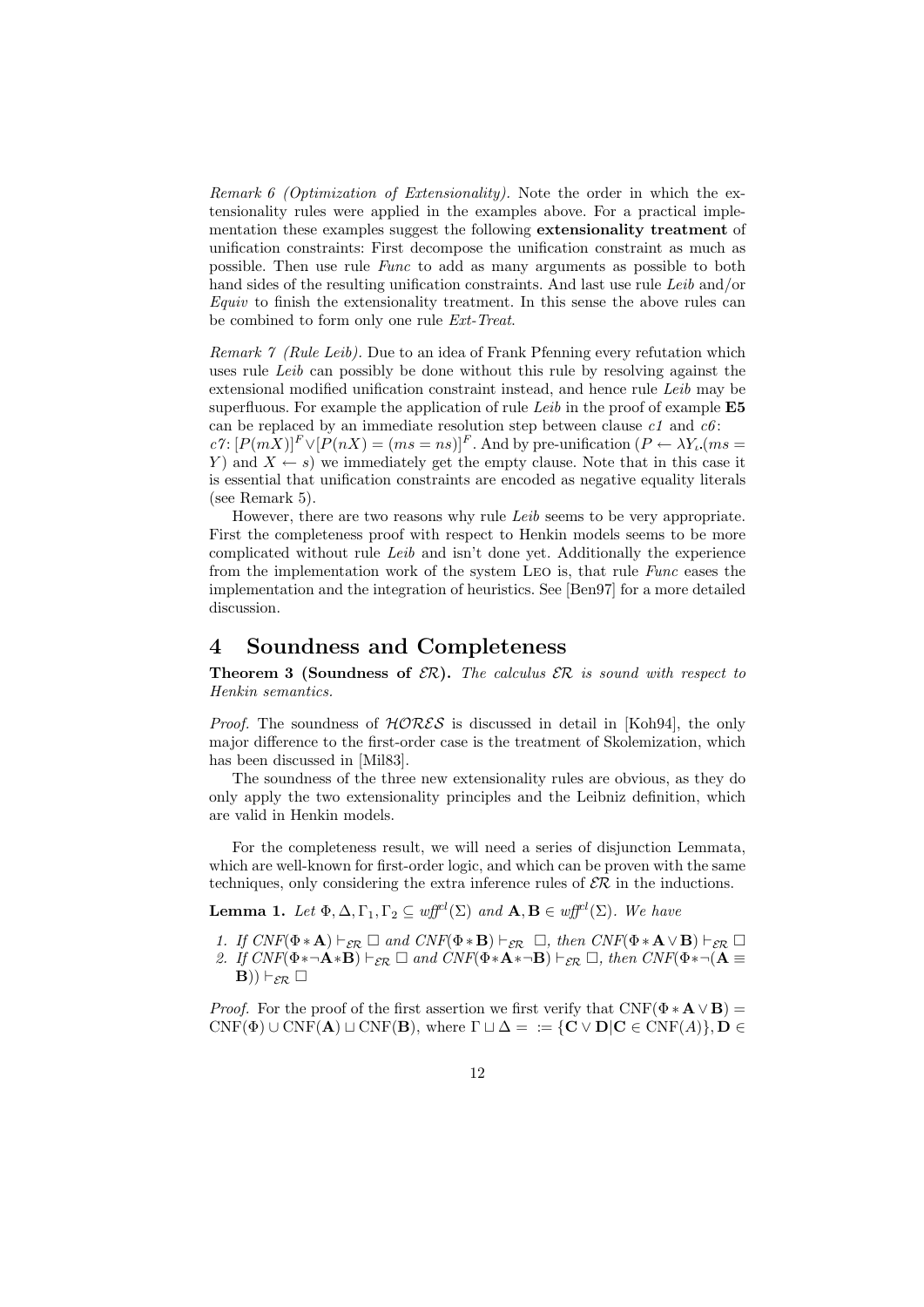*Remark 6 (Optimization of Extensionality).* Note the order in which the extensionality rules were applied in the examples above. For a practical implementation these examples suggest the following **extensionality treatment** of unification constraints: First decompose the unification constraint as much as possible. Then use rule *Func* to add as many arguments as possible to both hand sides of the resulting unification constraints. And last use rule *Leib* and/or *Equiv* to finish the extensionality treatment. In this sense the above rules can be combined to form only one rule *Ext-Treat*.

*Remark 7 (Rule Leib).* Due to an idea of Frank Pfenning every refutation which uses rule *Leib* can possibly be done without this rule by resolving against the extensional modified unification constraint instead, and hence rule *Leib* may be superfluous. For example the application of rule *Leib* in the proof of example **E5** can be replaced by an immediate resolution step between clause *c1* and *c6*: *c7*: $[P(mX)]^F \vee [P(nX) = (ms = ns)]^F$. And by pre-unification ($P \leftarrow \lambda Y_\iota.(ms = Y)$ and $X \leftarrow s$) we immediately get the empty clause. Note that in this case it is essential that unification constraints are encoded as negative equality literals (see Remark 5).

However, there are two reasons why rule *Leib* seems to be very appropriate. First the completeness proof with respect to Henkin models seems to be more complicated without rule *Leib* and isn't done yet. Additionally the experience from the implementation work of the system Leo is, that rule *Func* eases the implementation and the integration of heuristics. See [Ben97] for a more detailed discussion.

# 4 Soundness and Completeness

**Theorem 3 (Soundness of $\mathcal{ER}$).** *The calculus $\mathcal{ER}$ is sound with respect to Henkin semantics.*

*Proof.* The soundness of $\mathcal{HORES}$ is discussed in detail in [Koh94], the only major difference to the first-order case is the treatment of Skolemization, which has been discussed in [Mil83].

The soundness of the three new extensionality rules are obvious, as they do only apply the two extensionality principles and the Leibniz definition, which are valid in Henkin models.

For the completeness result, we will need a series of disjunction Lemmata, which are well-known for first-order logic, and which can be proven with the same techniques, only considering the extra inference rules of $\mathcal{ER}$ in the inductions.

**Lemma 1.** *Let $\Phi, \Delta, \Gamma_1, \Gamma_2 \subseteq wff^{cl}(\Sigma)$ and $\mathbf{A}, \mathbf{B} \in wff^{cl}(\Sigma)$. We have*

1. *If $CNF(\Phi * \mathbf{A}) \vdash_{\mathcal{ER}} \Box$ and $CNF(\Phi * \mathbf{B}) \vdash_{\mathcal{ER}} \Box$, then $CNF(\Phi * \mathbf{A} \vee \mathbf{B}) \vdash_{\mathcal{ER}} \Box$*
2. *If $CNF(\Phi * \neg \mathbf{A} * \mathbf{B}) \vdash_{\mathcal{ER}} \Box$ and $CNF(\Phi * \mathbf{A} * \neg \mathbf{B}) \vdash_{\mathcal{ER}} \Box$, then $CNF(\Phi * \neg(\mathbf{A} \equiv \mathbf{B})) \vdash_{\mathcal{ER}} \Box$*

*Proof.* For the proof of the first assertion we first verify that $\mathrm{CNF}(\Phi * \mathbf{A} \vee \mathbf{B}) = \mathrm{CNF}(\Phi) \cup \mathrm{CNF}(\mathbf{A}) \sqcup \mathrm{CNF}(\mathbf{B})$, where $\Gamma \sqcup \Delta = \; := \{\mathbf{C} \vee \mathbf{D} | \mathbf{C} \in \mathrm{CNF}(A)\}, \mathbf{D} \in$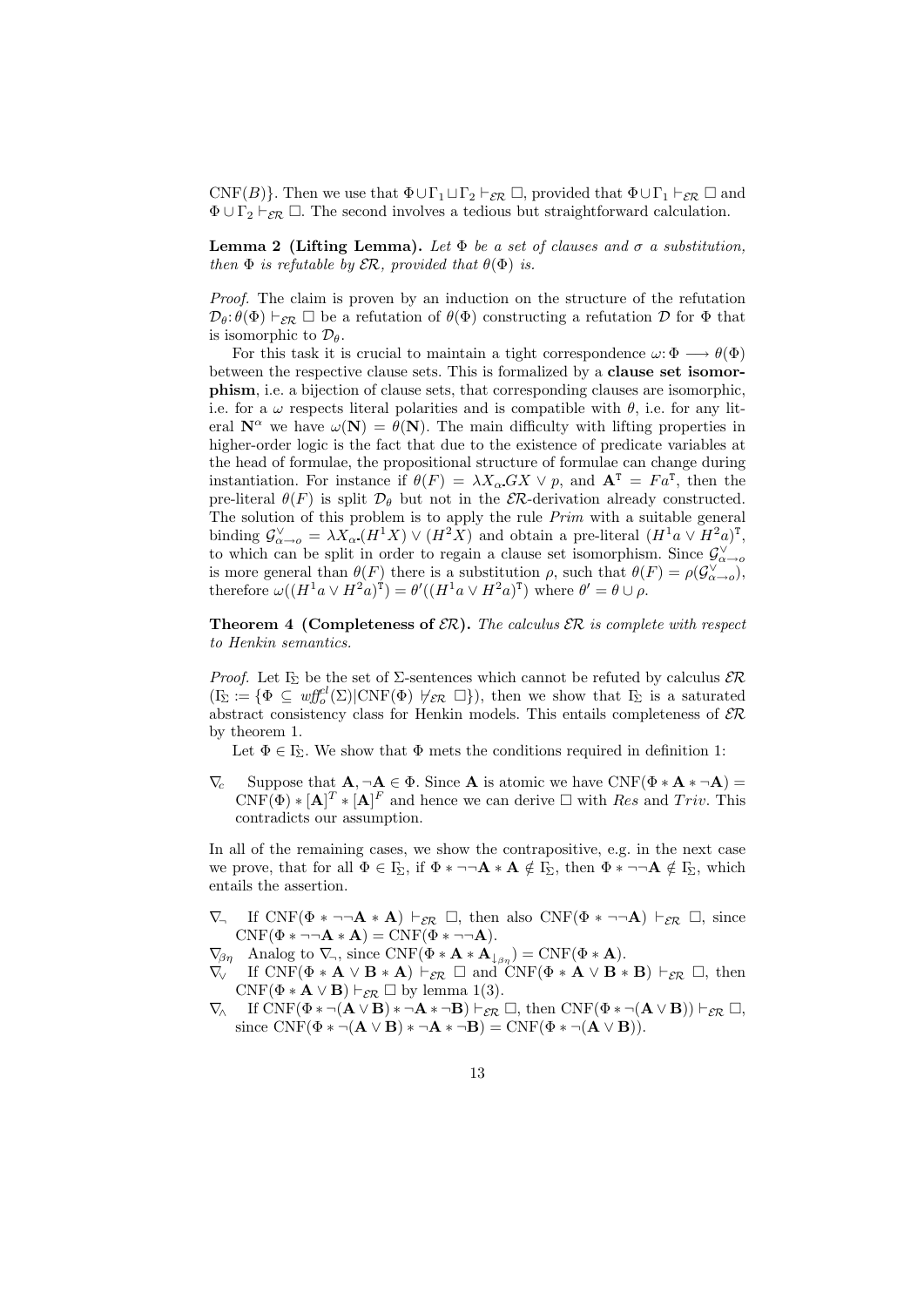$\mathrm{CNF}(B)\}$. Then we use that $\Phi \cup \Gamma_1 \sqcup \Gamma_2 \vdash_{\mathcal{ER}} \Box$, provided that $\Phi \cup \Gamma_1 \vdash_{\mathcal{ER}} \Box$ and $\Phi \cup \Gamma_2 \vdash_{\mathcal{ER}} \Box$. The second involves a tedious but straightforward calculation.

**Lemma 2 (Lifting Lemma).** *Let $\Phi$ be a set of clauses and $\sigma$ a substitution, then $\Phi$ is refutable by $\mathcal{ER}$, provided that $\theta(\Phi)$ is.*

*Proof.* The claim is proven by an induction on the structure of the refutation $\mathcal{D}_\theta : \theta(\Phi) \vdash_{\mathcal{ER}} \Box$ be a refutation of $\theta(\Phi)$ constructing a refutation $\mathcal{D}$ for $\Phi$ that is isomorphic to $\mathcal{D}_\theta$.

For this task it is crucial to maintain a tight correspondence $\omega : \Phi \longrightarrow \theta(\Phi)$ between the respective clause sets. This is formalized by a **clause set isomorphism**, i.e. a bijection of clause sets, that corresponding clauses are isomorphic, i.e. for a $\omega$ respects literal polarities and is compatible with $\theta$, i.e. for any literal $\mathbf{N}^\alpha$ we have $\omega(\mathbf{N}) = \theta(\mathbf{N})$. The main difficulty with lifting properties in higher-order logic is the fact that due to the existence of predicate variables at the head of formulae, the propositional structure of formulae can change during instantiation. For instance if $\theta(F) = \lambda X_\alpha . GX \vee p$, and $\mathbf{A}^{\mathtt{T}} = Fa^{\mathtt{T}}$, then the pre-literal $\theta(F)$ is split $\mathcal{D}_\theta$ but not in the $\mathcal{ER}$-derivation already constructed. The solution of this problem is to apply the rule *Prim* with a suitable general binding $\mathcal{G}^{\vee}_{\alpha \to o} = \lambda X_\alpha . (H^1 X) \vee (H^2 X)$ and obtain a pre-literal $(H^1 a \vee H^2 a)^{\mathtt{T}}$, to which can be split in order to regain a clause set isomorphism. Since $\mathcal{G}^{\vee}_{\alpha \to o}$ is more general than $\theta(F)$ there is a substitution $\rho$, such that $\theta(F) = \rho(\mathcal{G}^{\vee}_{\alpha \to o})$, therefore $\omega((H^1 a \vee H^2 a)^{\mathtt{T}}) = \theta'((H^1 a \vee H^2 a)^{\mathtt{T}})$ where $\theta' = \theta \cup \rho$.

**Theorem 4 (Completeness of $\mathcal{ER}$).** *The calculus $\mathcal{ER}$ is complete with respect to Henkin semantics.*

*Proof.* Let $\Gamma_\Sigma$ be the set of $\Sigma$-sentences which cannot be refuted by calculus $\mathcal{ER}$ ($\Gamma_\Sigma := \{\Phi \subseteq \mathit{wff}^{cl}_o(\Sigma) | \mathrm{CNF}(\Phi) \not\vdash_{\mathcal{ER}} \Box\}$), then we show that $\Gamma_\Sigma$ is a saturated abstract consistency class for Henkin models. This entails completeness of $\mathcal{ER}$ by theorem 1.

Let $\Phi \in \Gamma_\Sigma$. We show that $\Phi$ mets the conditions required in definition 1:

$\nabla_c$ Suppose that $\mathbf{A}, \neg\mathbf{A} \in \Phi$. Since $\mathbf{A}$ is atomic we have $\mathrm{CNF}(\Phi * \mathbf{A} * \neg\mathbf{A}) = \mathrm{CNF}(\Phi) * [\mathbf{A}]^T * [\mathbf{A}]^F$ and hence we can derive $\Box$ with *Res* and *Triv*. This contradicts our assumption.

In all of the remaining cases, we show the contrapositive, e.g. in the next case we prove, that for all $\Phi \in \Gamma_\Sigma$, if $\Phi * \neg\neg\mathbf{A} * \mathbf{A} \notin \Gamma_\Sigma$, then $\Phi * \neg\neg\mathbf{A} \notin \Gamma_\Sigma$, which entails the assertion.

$\nabla_\neg$ If $\mathrm{CNF}(\Phi * \neg\neg\mathbf{A} * \mathbf{A}) \vdash_{\mathcal{ER}} \Box$, then also $\mathrm{CNF}(\Phi * \neg\neg\mathbf{A}) \vdash_{\mathcal{ER}} \Box$, since $\mathrm{CNF}(\Phi * \neg\neg\mathbf{A} * \mathbf{A}) = \mathrm{CNF}(\Phi * \neg\neg\mathbf{A})$.

$\nabla_{\beta\eta}$ Analog to $\nabla_\neg$, since $\mathrm{CNF}(\Phi * \mathbf{A} * \mathbf{A}{\downarrow_{\beta\eta}}) = \mathrm{CNF}(\Phi * \mathbf{A})$.

$\nabla_\vee$ If $\mathrm{CNF}(\Phi * \mathbf{A} \vee \mathbf{B} * \mathbf{A}) \vdash_{\mathcal{ER}} \Box$ and $\mathrm{CNF}(\Phi * \mathbf{A} \vee \mathbf{B} * \mathbf{B}) \vdash_{\mathcal{ER}} \Box$, then $\mathrm{CNF}(\Phi * \mathbf{A} \vee \mathbf{B}) \vdash_{\mathcal{ER}} \Box$ by lemma 1(3).

$\nabla_\wedge$ If $\mathrm{CNF}(\Phi * \neg(\mathbf{A} \vee \mathbf{B}) * \neg\mathbf{A} * \neg\mathbf{B}) \vdash_{\mathcal{ER}} \Box$, then $\mathrm{CNF}(\Phi * \neg(\mathbf{A} \vee \mathbf{B})) \vdash_{\mathcal{ER}} \Box$, since $\mathrm{CNF}(\Phi * \neg(\mathbf{A} \vee \mathbf{B}) * \neg\mathbf{A} * \neg\mathbf{B}) = \mathrm{CNF}(\Phi * \neg(\mathbf{A} \vee \mathbf{B}))$.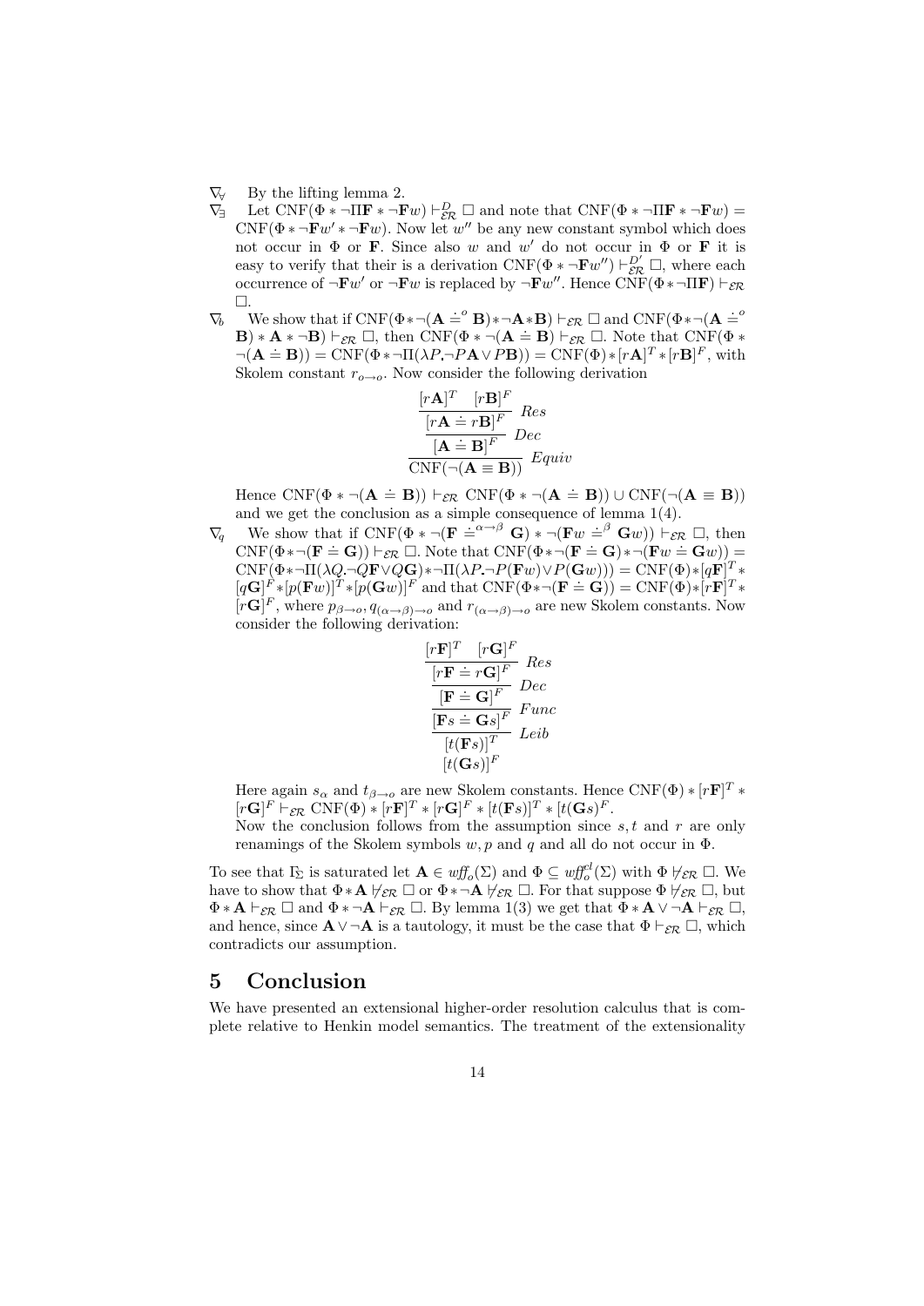$\nabla_\forall$ By the lifting lemma 2.

$\nabla_\exists$ Let $\mathrm{CNF}(\Phi * \neg\Pi\mathbf{F} * \neg\mathbf{F}w) \vdash^{D}_{\mathcal{ER}} \Box$ and note that $\mathrm{CNF}(\Phi * \neg\Pi\mathbf{F} * \neg\mathbf{F}w) = \mathrm{CNF}(\Phi * \neg\mathbf{F}w' * \neg\mathbf{F}w)$. Now let $w''$ be any new constant symbol which does not occur in $\Phi$ or $\mathbf{F}$. Since also $w$ and $w'$ do not occur in $\Phi$ or $\mathbf{F}$ it is easy to verify that their is a derivation $\mathrm{CNF}(\Phi * \neg\mathbf{F}w'') \vdash^{D'}_{\mathcal{ER}} \Box$, where each occurrence of $\neg\mathbf{F}w'$ or $\neg\mathbf{F}w$ is replaced by $\neg\mathbf{F}w''$. Hence $\mathrm{CNF}(\Phi * \neg\Pi\mathbf{F}) \vdash_{\mathcal{ER}} \Box$.

$\nabla_b$ We show that if $\mathrm{CNF}(\Phi * \neg(\mathbf{A} \doteq^{o} \mathbf{B}) * \neg\mathbf{A} * \mathbf{B}) \vdash_{\mathcal{ER}} \Box$ and $\mathrm{CNF}(\Phi * \neg(\mathbf{A} \doteq^{o} \mathbf{B}) * \mathbf{A} * \neg\mathbf{B}) \vdash_{\mathcal{ER}} \Box$, then $\mathrm{CNF}(\Phi * \neg(\mathbf{A} \doteq \mathbf{B}) \vdash_{\mathcal{ER}} \Box$. Note that $\mathrm{CNF}(\Phi * \neg(\mathbf{A} \doteq \mathbf{B})) = \mathrm{CNF}(\Phi * \neg\Pi(\lambda P. \neg P\mathbf{A} \vee P\mathbf{B})) = \mathrm{CNF}(\Phi) * [r\mathbf{A}]^T * [r\mathbf{B}]^F$, with Skolem constant $r_{o\to o}$. Now consider the following derivation

$$
\dfrac{\dfrac{\dfrac{[r\mathbf{A}]^T \quad [r\mathbf{B}]^F}{[r\mathbf{A} \doteq r\mathbf{B}]^F}\ Res}{[\mathbf{A} \doteq \mathbf{B}]^F}\ Dec}{\mathrm{CNF}(\neg(\mathbf{A} \equiv \mathbf{B}))}\ Equiv
$$

Hence $\mathrm{CNF}(\Phi * \neg(\mathbf{A} \doteq \mathbf{B})) \vdash_{\mathcal{ER}} \mathrm{CNF}(\Phi * \neg(\mathbf{A} \doteq \mathbf{B})) \cup \mathrm{CNF}(\neg(\mathbf{A} \equiv \mathbf{B}))$ and we get the conclusion as a simple consequence of lemma 1(4).

$\nabla_q$ We show that if $\mathrm{CNF}(\Phi * \neg(\mathbf{F} \doteq^{\alpha\to\beta} \mathbf{G}) * \neg(\mathbf{F}w \doteq^{\beta} \mathbf{G}w)) \vdash_{\mathcal{ER}} \Box$, then $\mathrm{CNF}(\Phi * \neg(\mathbf{F} \doteq \mathbf{G})) \vdash_{\mathcal{ER}} \Box$. Note that $\mathrm{CNF}(\Phi * \neg(\mathbf{F} \doteq \mathbf{G}) * \neg(\mathbf{F}w \doteq \mathbf{G}w)) = \mathrm{CNF}(\Phi * \neg\Pi(\lambda Q. \neg Q\mathbf{F} \vee Q\mathbf{G}) * \neg\Pi(\lambda P. \neg P(\mathbf{F}w) \vee P(\mathbf{G}w))) = \mathrm{CNF}(\Phi) * [q\mathbf{F}]^T * [q\mathbf{G}]^F * [p(\mathbf{F}w)]^T * [p(\mathbf{G}w)]^F$ and that $\mathrm{CNF}(\Phi * \neg(\mathbf{F} \doteq \mathbf{G})) = \mathrm{CNF}(\Phi) * [r\mathbf{F}]^T * [r\mathbf{G}]^F$, where $p_{\beta\to o}, q_{(\alpha\to\beta)\to o}$ and $r_{(\alpha\to\beta)\to o}$ are new Skolem constants. Now consider the following derivation:

$$
\dfrac{\dfrac{\dfrac{\dfrac{[r\mathbf{F}]^T \quad [r\mathbf{G}]^F}{[r\mathbf{F} \doteq r\mathbf{G}]^F}\ Res}{[\mathbf{F} \doteq \mathbf{G}]^F}\ Dec}{[\mathbf{F}s \doteq \mathbf{G}s]^F}\ Func}{\begin{array}{c}[t(\mathbf{F}s)]^T \\ {[t(\mathbf{G}s)]^F}\end{array}}\ Leib
$$

Here again $s_\alpha$ and $t_{\beta\to o}$ are new Skolem constants. Hence $\mathrm{CNF}(\Phi) * [r\mathbf{F}]^T * [r\mathbf{G}]^F \vdash_{\mathcal{ER}} \mathrm{CNF}(\Phi) * [r\mathbf{F}]^T * [r\mathbf{G}]^F * [t(\mathbf{F}s)]^T * [t(\mathbf{G}s)]^F$.

Now the conclusion follows from the assumption since $s, t$ and $r$ are only renamings of the Skolem symbols $w, p$ and $q$ and all do not occur in $\Phi$.

To see that $\Gamma_\Sigma$ is saturated let $\mathbf{A} \in wff_o(\Sigma)$ and $\Phi \subseteq wff^{cl}_o(\Sigma)$ with $\Phi \nvdash_{\mathcal{ER}} \Box$. We have to show that $\Phi * \mathbf{A} \nvdash_{\mathcal{ER}} \Box$ or $\Phi * \neg\mathbf{A} \nvdash_{\mathcal{ER}} \Box$. For that suppose $\Phi \nvdash_{\mathcal{ER}} \Box$, but $\Phi * \mathbf{A} \vdash_{\mathcal{ER}} \Box$ and $\Phi * \neg\mathbf{A} \vdash_{\mathcal{ER}} \Box$. By lemma 1(3) we get that $\Phi * \mathbf{A} \vee \neg\mathbf{A} \vdash_{\mathcal{ER}} \Box$, and hence, since $\mathbf{A} \vee \neg\mathbf{A}$ is a tautology, it must be the case that $\Phi \vdash_{\mathcal{ER}} \Box$, which contradicts our assumption.

## 5 Conclusion

We have presented an extensional higher-order resolution calculus that is complete relative to Henkin model semantics. The treatment of the extensionality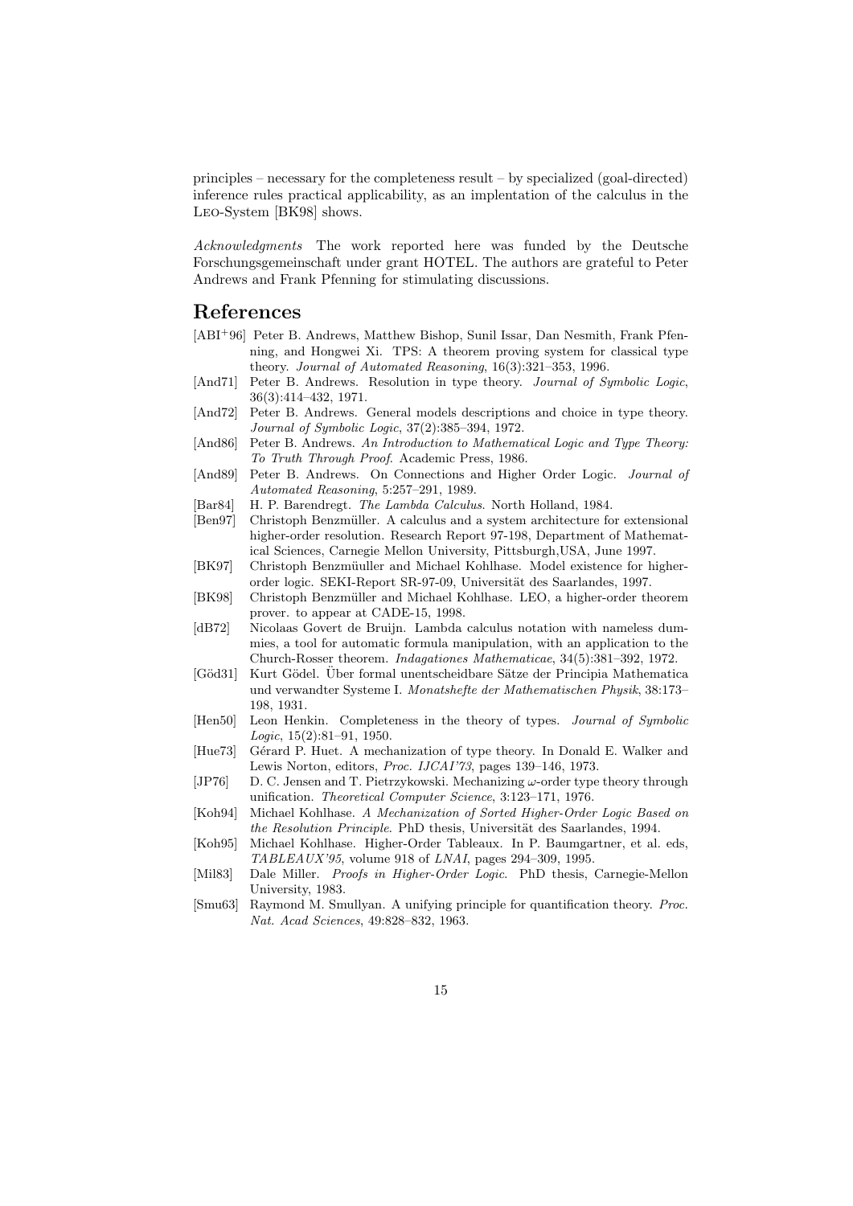principles – necessary for the completeness result – by specialized (goal-directed) inference rules practical applicability, as an implentation of the calculus in the LEO-System [BK98] shows.

*Acknowledgments* The work reported here was funded by the Deutsche Forschungsgemeinschaft under grant HOTEL. The authors are grateful to Peter Andrews and Frank Pfenning for stimulating discussions.

## References

[ABI+96] Peter B. Andrews, Matthew Bishop, Sunil Issar, Dan Nesmith, Frank Pfenning, and Hongwei Xi. TPS: A theorem proving system for classical type theory. *Journal of Automated Reasoning*, 16(3):321–353, 1996.

[And71] Peter B. Andrews. Resolution in type theory. *Journal of Symbolic Logic*, 36(3):414–432, 1971.

[And72] Peter B. Andrews. General models descriptions and choice in type theory. *Journal of Symbolic Logic*, 37(2):385–394, 1972.

[And86] Peter B. Andrews. *An Introduction to Mathematical Logic and Type Theory: To Truth Through Proof*. Academic Press, 1986.

[And89] Peter B. Andrews. On Connections and Higher Order Logic. *Journal of Automated Reasoning*, 5:257–291, 1989.

[Bar84] H. P. Barendregt. *The Lambda Calculus*. North Holland, 1984.

[Ben97] Christoph Benzmüller. A calculus and a system architecture for extensional higher-order resolution. Research Report 97-198, Department of Mathematical Sciences, Carnegie Mellon University, Pittsburgh,USA, June 1997.

[BK97] Christoph Benzmüuller and Michael Kohlhase. Model existence for higher-order logic. SEKI-Report SR-97-09, Universität des Saarlandes, 1997.

[BK98] Christoph Benzmüller and Michael Kohlhase. LEO, a higher-order theorem prover. to appear at CADE-15, 1998.

[dB72] Nicolaas Govert de Bruijn. Lambda calculus notation with nameless dummies, a tool for automatic formula manipulation, with an application to the Church-Rosser theorem. *Indagationes Mathematicae*, 34(5):381–392, 1972.

[Göd31] Kurt Gödel. Über formal unentscheidbare Sätze der Principia Mathematica und verwandter Systeme I. *Monatshefte der Mathematischen Physik*, 38:173–198, 1931.

[Hen50] Leon Henkin. Completeness in the theory of types. *Journal of Symbolic Logic*, 15(2):81–91, 1950.

[Hue73] Gérard P. Huet. A mechanization of type theory. In Donald E. Walker and Lewis Norton, editors, *Proc. IJCAI'73*, pages 139–146, 1973.

[JP76] D. C. Jensen and T. Pietrzykowski. Mechanizing $\omega$-order type theory through unification. *Theoretical Computer Science*, 3:123–171, 1976.

[Koh94] Michael Kohlhase. *A Mechanization of Sorted Higher-Order Logic Based on the Resolution Principle*. PhD thesis, Universität des Saarlandes, 1994.

[Koh95] Michael Kohlhase. Higher-Order Tableaux. In P. Baumgartner, et al. eds, *TABLEAUX'95*, volume 918 of *LNAI*, pages 294–309, 1995.

[Mil83] Dale Miller. *Proofs in Higher-Order Logic*. PhD thesis, Carnegie-Mellon University, 1983.

[Smu63] Raymond M. Smullyan. A unifying principle for quantification theory. *Proc. Nat. Acad Sciences*, 49:828–832, 1963.